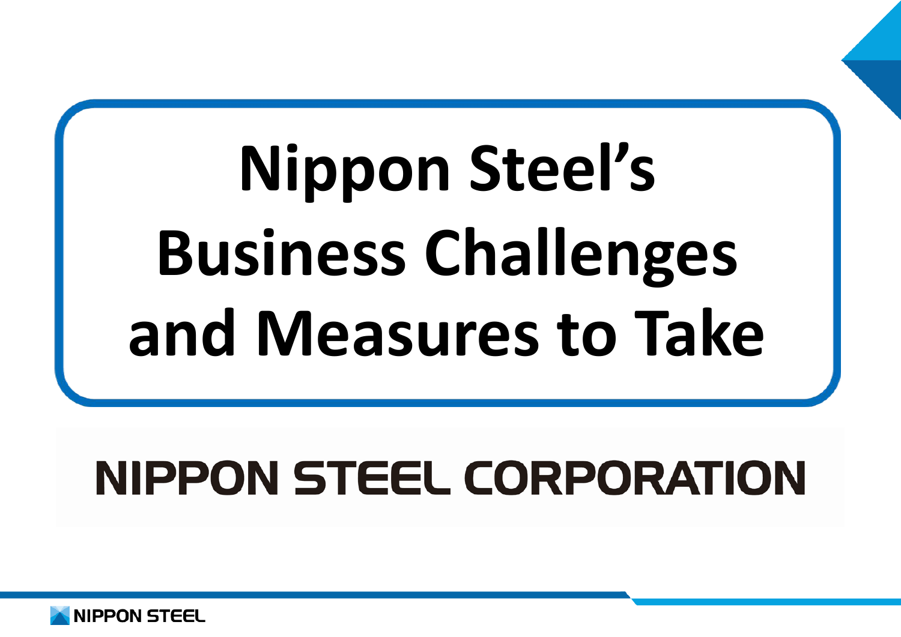# Nippon Steel's Business Challenges and Measures to Take

NIPPON STEEL CORPORATION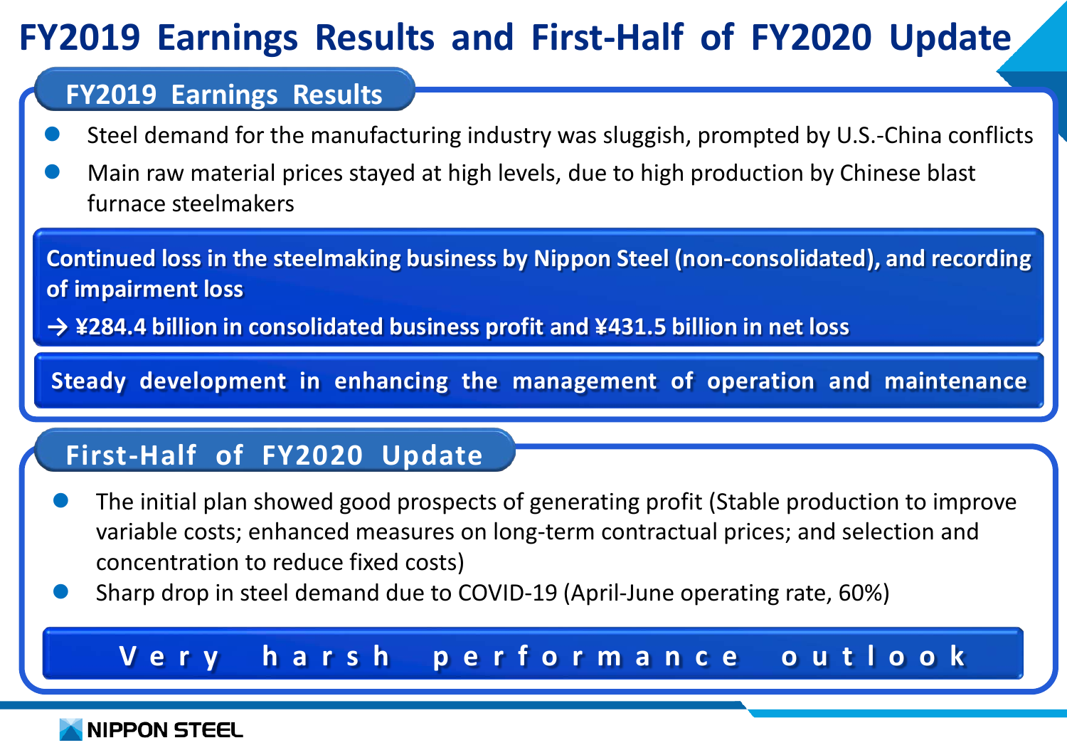# FY2019 Earnings Results and First-Half of FY2020 Update

## FY2019 Earnings Results

- Steel demand for the manufacturing industry was sluggish, prompted by U.S.-China conflicts
- Main raw material prices stayed at high levels, due to high production by Chinese blast furnace steelmakers

**Continued loss in the steelmaking business by Nippon Steel (non-consolidated), and recording of impairment loss**

**→ ¥284.4 billion in consolidated business profit and ¥431.5 billion in net loss**

**Steady development in enhancing the management of operation and maintenance**

## First-Half of FY2020 Update

- The initial plan showed good prospects of generating profit (Stable production to improve variable costs; enhanced measures on long-term contractual prices; and selection and concentration to reduce fixed costs)
- Sharp drop in steel demand due to COVID-19 (April-June operating rate, 60%)

**Very harsh performance outlook**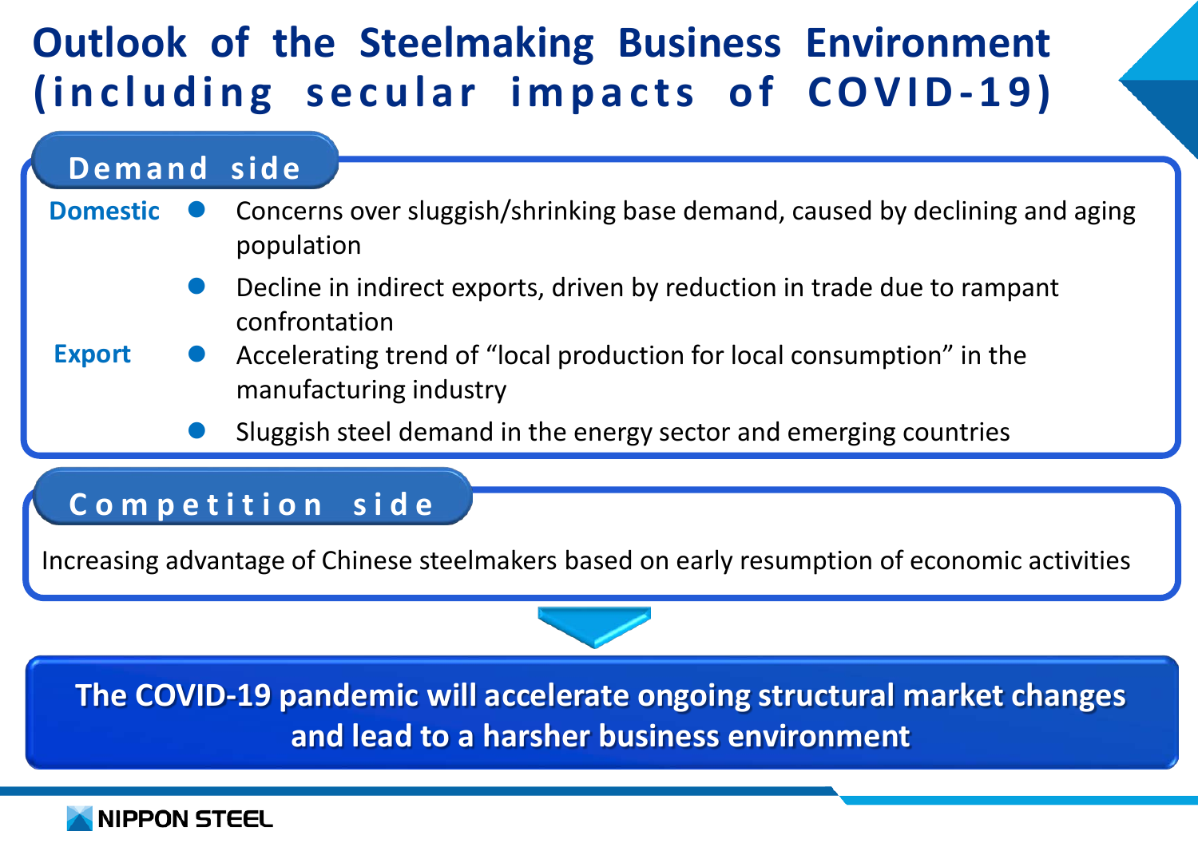# Outlook of the Steelmaking Business Environment (including secular impacts of COVID-19)

## Demand side

**Domestic**

- Concerns over sluggish/shrinking base demand, caused by declining and aging population
- Decline in indirect exports, driven by reduction in trade due to rampant confrontation

**Export**

- Accelerating trend of “local production for local consumption” in the manufacturing industry
- Sluggish steel demand in the energy sector and emerging countries

## Competition side

Increasing advantage of Chinese steelmakers based on early resumption of economic activities

**The COVID-19 pandemic will accelerate ongoing structural market changes and lead to a harsher business environment**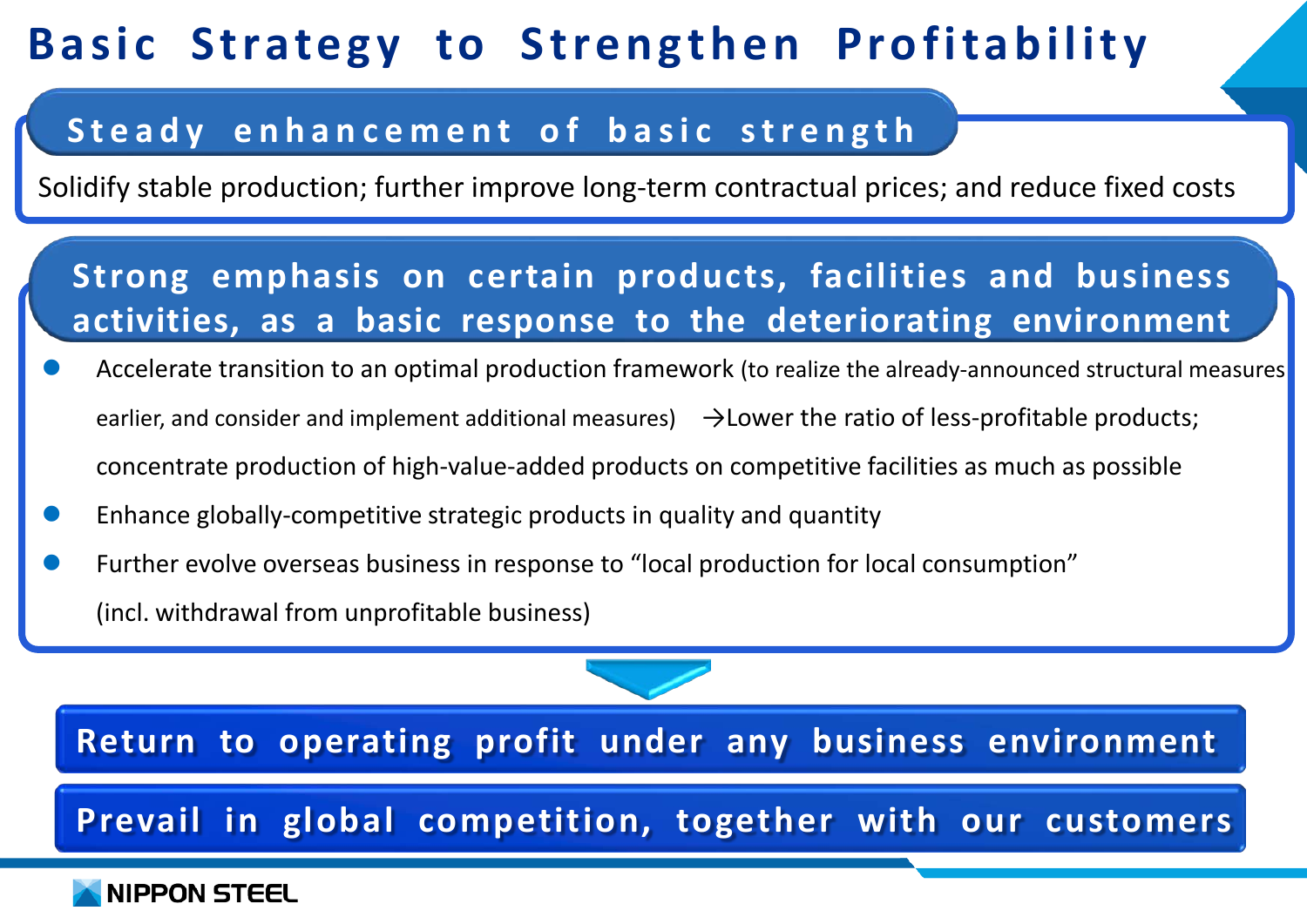# Basic Strategy to Strengthen Profitability

## Steady enhancement of basic strength

Solidify stable production; further improve long-term contractual prices; and reduce fixed costs

## Strong emphasis on certain products, facilities and business activities, as a basic response to the deteriorating environment

- Accelerate transition to an optimal production framework (to realize the already-announced structural measures earlier, and consider and implement additional measures) →Lower the ratio of less-profitable products; concentrate production of high-value-added products on competitive facilities as much as possible
- Enhance globally-competitive strategic products in quality and quantity
- Further evolve overseas business in response to “local production for local consumption” (incl. withdrawal from unprofitable business)

**Return to operating profit under any business environment**

**Prevail in global competition, together with our customers**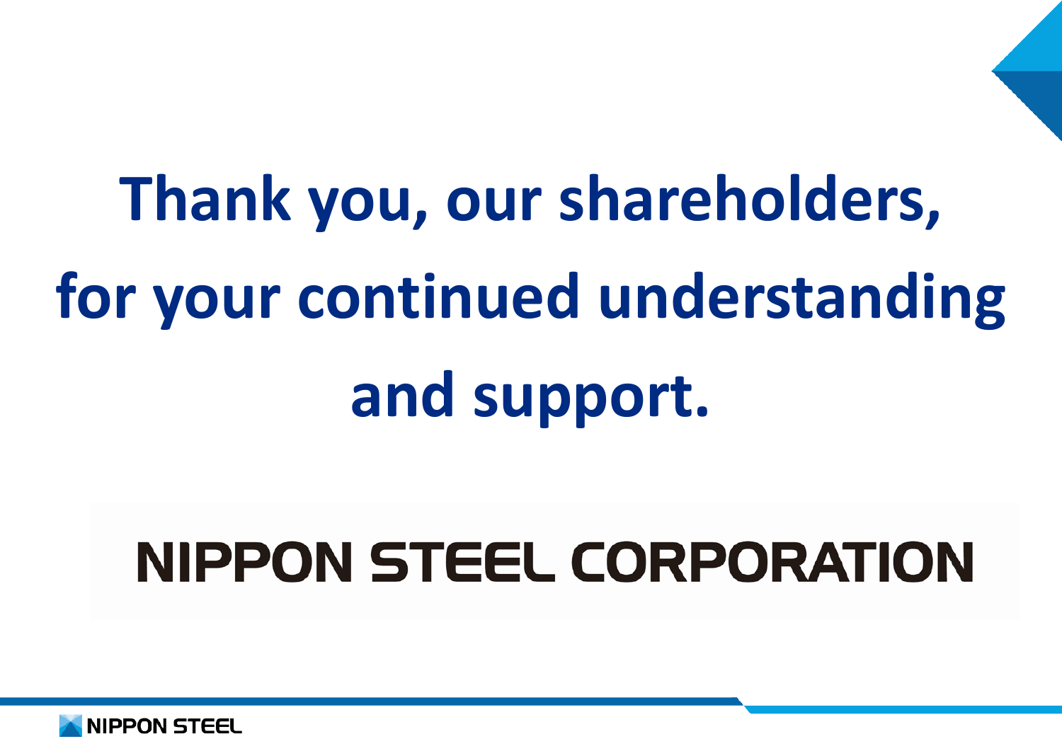# Thank you, our shareholders, for your continued understanding and support.

NIPPON STEEL CORPORATION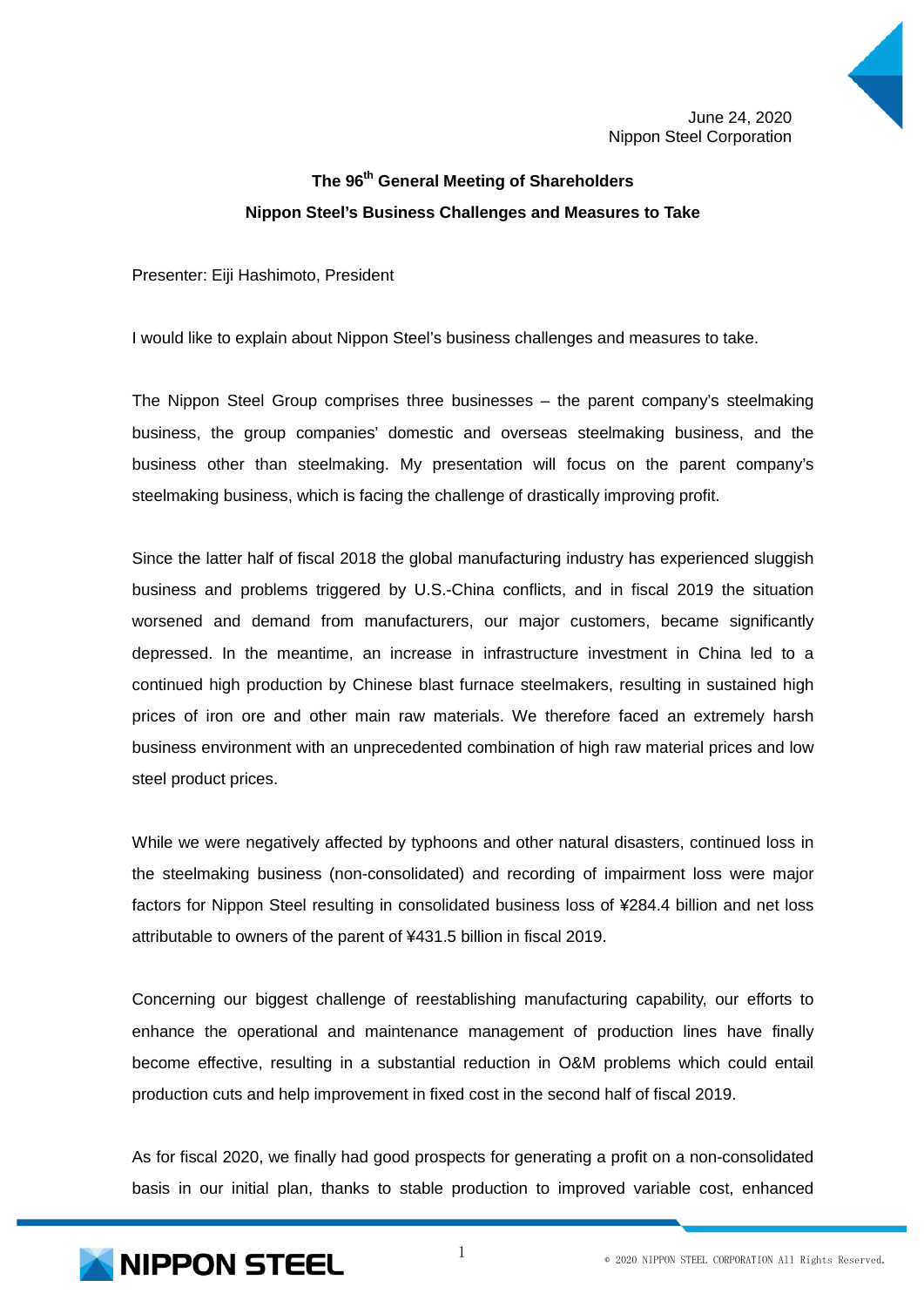June 24, 2020
Nippon Steel Corporation

**The 96th General Meeting of Shareholders**

**Nippon Steel's Business Challenges and Measures to Take**

Presenter: Eiji Hashimoto, President

I would like to explain about Nippon Steel's business challenges and measures to take.

The Nippon Steel Group comprises three businesses – the parent company's steelmaking business, the group companies' domestic and overseas steelmaking business, and the business other than steelmaking. My presentation will focus on the parent company's steelmaking business, which is facing the challenge of drastically improving profit.

Since the latter half of fiscal 2018 the global manufacturing industry has experienced sluggish business and problems triggered by U.S.-China conflicts, and in fiscal 2019 the situation worsened and demand from manufacturers, our major customers, became significantly depressed. In the meantime, an increase in infrastructure investment in China led to a continued high production by Chinese blast furnace steelmakers, resulting in sustained high prices of iron ore and other main raw materials. We therefore faced an extremely harsh business environment with an unprecedented combination of high raw material prices and low steel product prices.

While we were negatively affected by typhoons and other natural disasters, continued loss in the steelmaking business (non-consolidated) and recording of impairment loss were major factors for Nippon Steel resulting in consolidated business loss of ¥284.4 billion and net loss attributable to owners of the parent of ¥431.5 billion in fiscal 2019.

Concerning our biggest challenge of reestablishing manufacturing capability, our efforts to enhance the operational and maintenance management of production lines have finally become effective, resulting in a substantial reduction in O&M problems which could entail production cuts and help improvement in fixed cost in the second half of fiscal 2019.

As for fiscal 2020, we finally had good prospects for generating a profit on a non-consolidated basis in our initial plan, thanks to stable production to improved variable cost, enhanced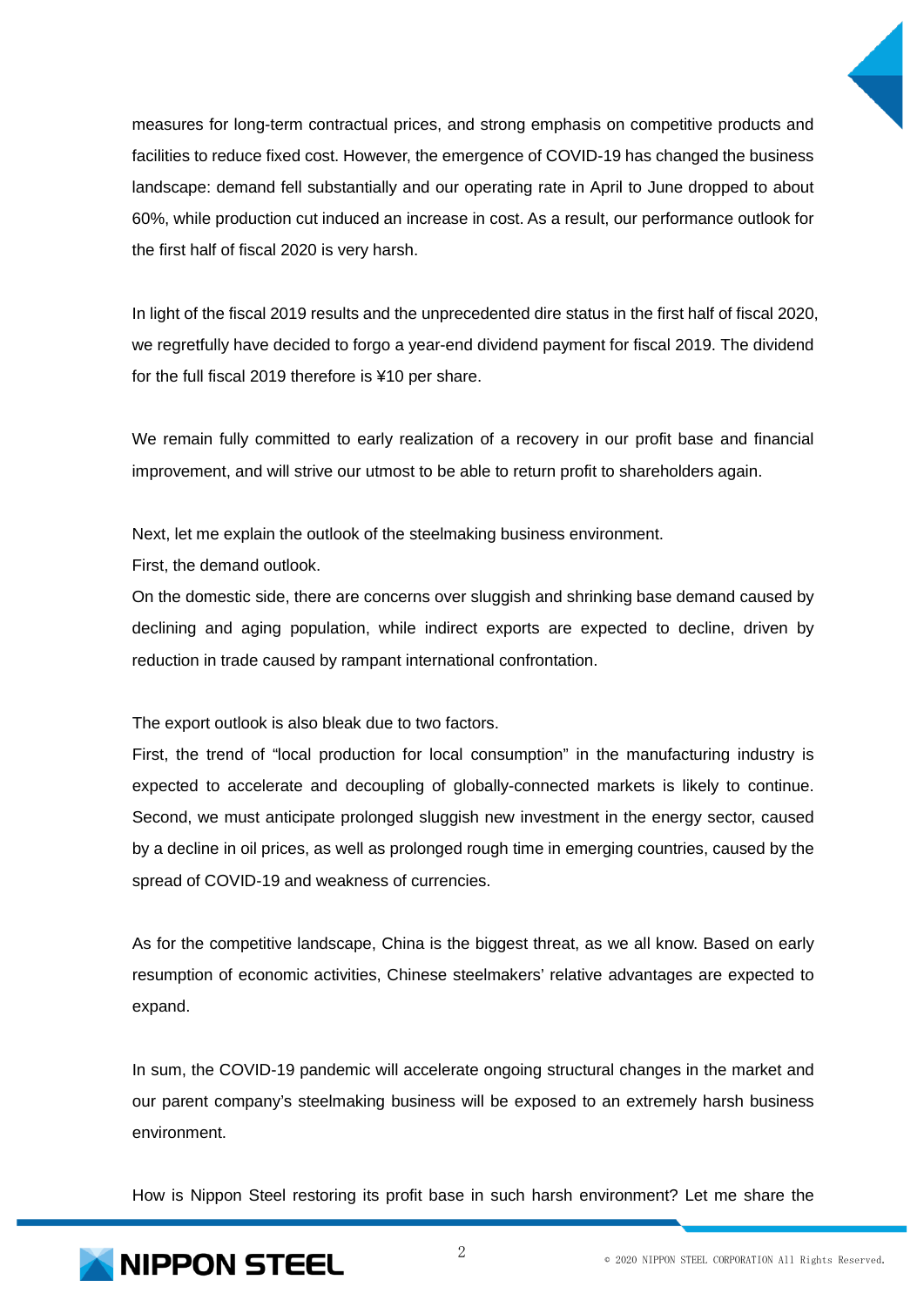measures for long-term contractual prices, and strong emphasis on competitive products and facilities to reduce fixed cost. However, the emergence of COVID-19 has changed the business landscape: demand fell substantially and our operating rate in April to June dropped to about 60%, while production cut induced an increase in cost. As a result, our performance outlook for the first half of fiscal 2020 is very harsh.

In light of the fiscal 2019 results and the unprecedented dire status in the first half of fiscal 2020, we regretfully have decided to forgo a year-end dividend payment for fiscal 2019. The dividend for the full fiscal 2019 therefore is ¥10 per share.

We remain fully committed to early realization of a recovery in our profit base and financial improvement, and will strive our utmost to be able to return profit to shareholders again.

Next, let me explain the outlook of the steelmaking business environment.
First, the demand outlook.
On the domestic side, there are concerns over sluggish and shrinking base demand caused by declining and aging population, while indirect exports are expected to decline, driven by reduction in trade caused by rampant international confrontation.

The export outlook is also bleak due to two factors.
First, the trend of “local production for local consumption” in the manufacturing industry is expected to accelerate and decoupling of globally-connected markets is likely to continue. Second, we must anticipate prolonged sluggish new investment in the energy sector, caused by a decline in oil prices, as well as prolonged rough time in emerging countries, caused by the spread of COVID-19 and weakness of currencies.

As for the competitive landscape, China is the biggest threat, as we all know. Based on early resumption of economic activities, Chinese steelmakers’ relative advantages are expected to expand.

In sum, the COVID-19 pandemic will accelerate ongoing structural changes in the market and our parent company’s steelmaking business will be exposed to an extremely harsh business environment.

How is Nippon Steel restoring its profit base in such harsh environment? Let me share the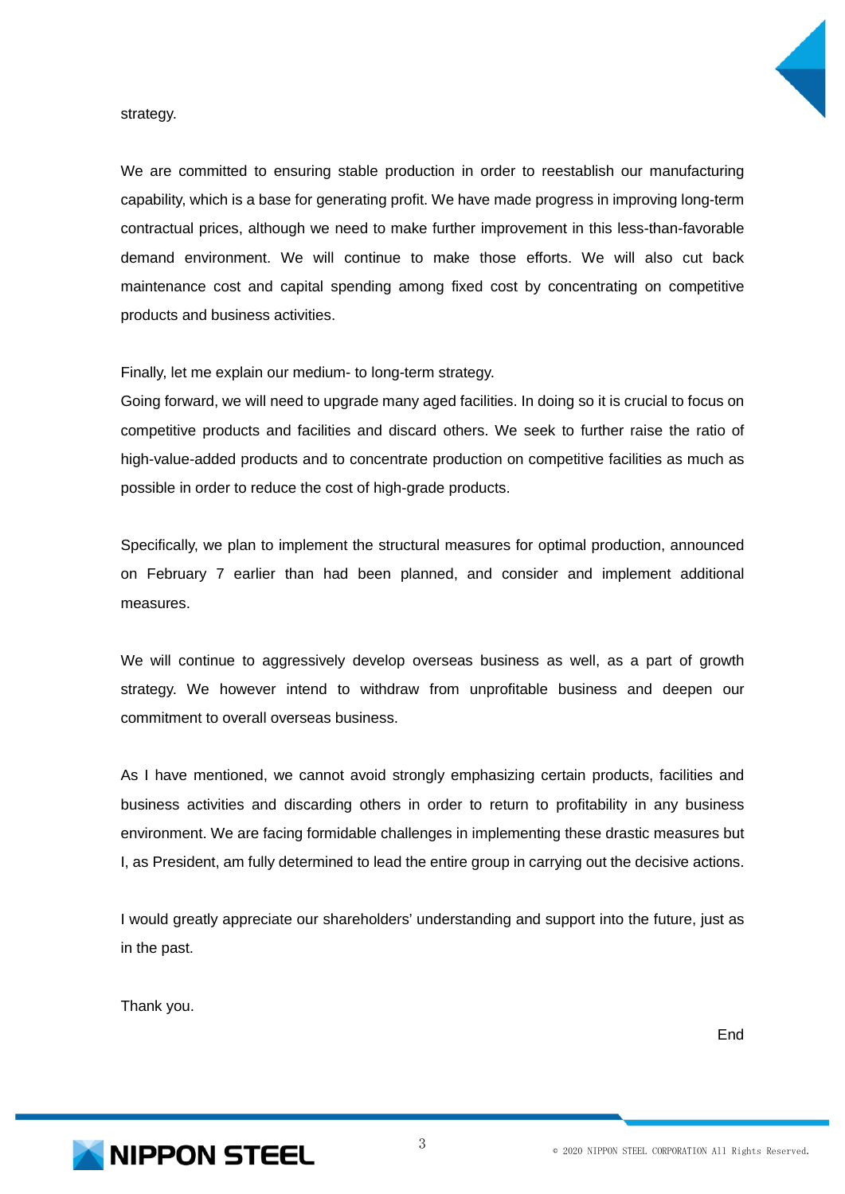strategy.

We are committed to ensuring stable production in order to reestablish our manufacturing capability, which is a base for generating profit. We have made progress in improving long-term contractual prices, although we need to make further improvement in this less-than-favorable demand environment. We will continue to make those efforts. We will also cut back maintenance cost and capital spending among fixed cost by concentrating on competitive products and business activities.

Finally, let me explain our medium- to long-term strategy.
Going forward, we will need to upgrade many aged facilities. In doing so it is crucial to focus on competitive products and facilities and discard others. We seek to further raise the ratio of high-value-added products and to concentrate production on competitive facilities as much as possible in order to reduce the cost of high-grade products.

Specifically, we plan to implement the structural measures for optimal production, announced on February 7 earlier than had been planned, and consider and implement additional measures.

We will continue to aggressively develop overseas business as well, as a part of growth strategy. We however intend to withdraw from unprofitable business and deepen our commitment to overall overseas business.

As I have mentioned, we cannot avoid strongly emphasizing certain products, facilities and business activities and discarding others in order to return to profitability in any business environment. We are facing formidable challenges in implementing these drastic measures but I, as President, am fully determined to lead the entire group in carrying out the decisive actions.

I would greatly appreciate our shareholders' understanding and support into the future, just as in the past.

Thank you.

End